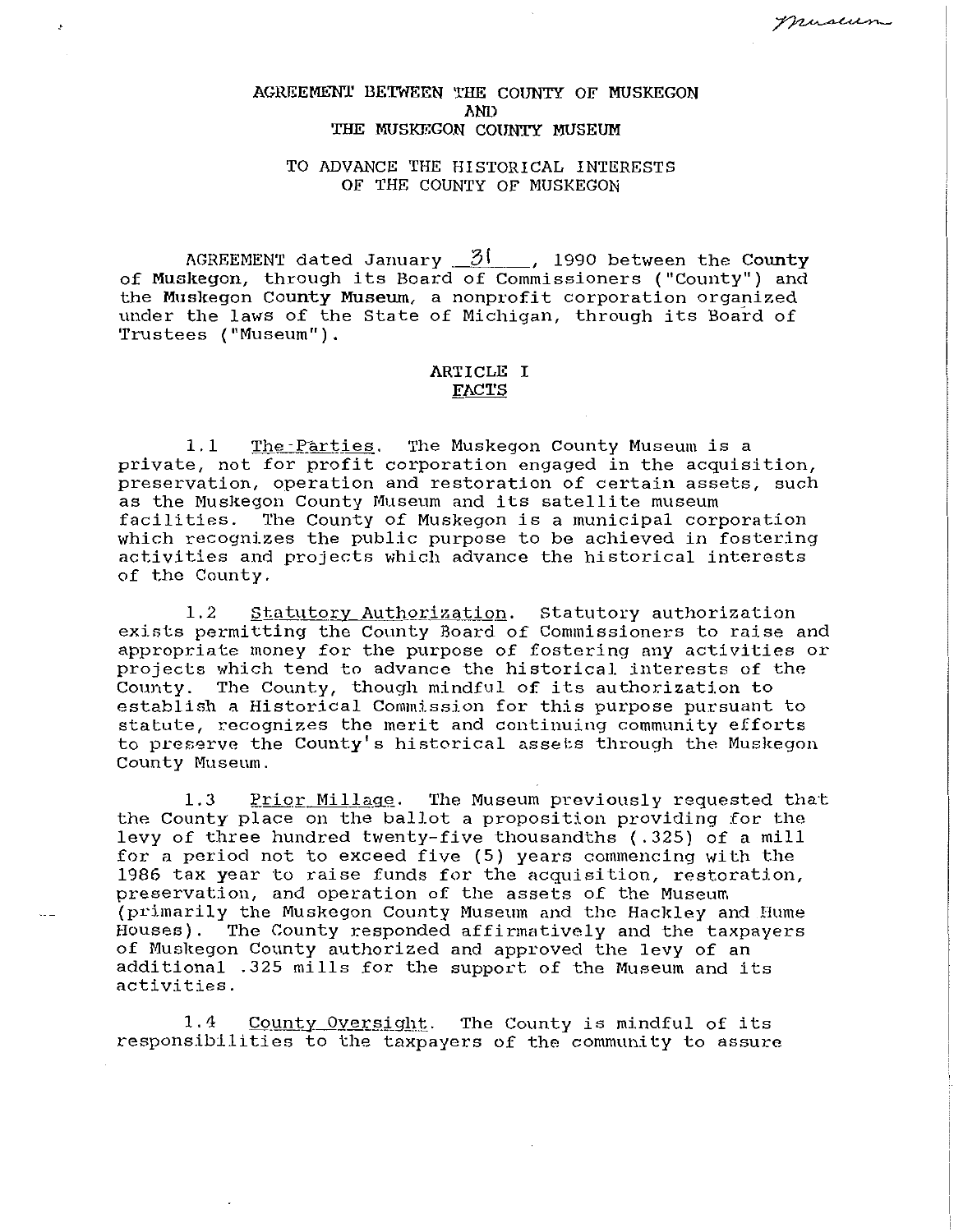# AGREEMENT BETWEEN THE COUNTY OF MUSKEGON AND THE MUSKEGON COUNTY MUSEUM

## TO ADVANCE THE HISTORICAL INTERESTS OF THE COUNTY OF MUSKEGON

AGREEMENT dated January 31, 1990 between the County of Muskegon, through its Board of Commissioners ("County") and the Muskegon County Museum, a nonprofit corporation organized under the laws of the State of Michigan, through its Board of Trustees ("Museum").

### ARTICLE I
### FACTS

1.1 The Parties. The Muskegon County Museum is a private, not for profit corporation engaged in the acquisition, preservation, operation and restoration of certain assets, such as the Muskegon County Museum and its satellite museum facilities. The County of Muskegon is a municipal corporation which recognizes the public purpose to be achieved in fostering activities and projects which advance the historical interests of the County.

1.2 Statutory Authorization. Statutory authorization exists permitting the County Board of Commissioners to raise and appropriate money for the purpose of fostering any activities or projects which tend to advance the historical interests of the County. The County, though mindful of its authorization to establish a Historical Commission for this purpose pursuant to statute, recognizes the merit and continuing community efforts to preserve the County's historical assets through the Muskegon County Museum.

1.3 Prior Millage. The Museum previously requested that the County place on the ballot a proposition providing for the levy of three hundred twenty-five thousandths (.325) of a mill for a period not to exceed five (5) years commencing with the 1986 tax year to raise funds for the acquisition, restoration, preservation, and operation of the assets of the Museum (primarily the Muskegon County Museum and the Hackley and Hume Houses). The County responded affirmatively and the taxpayers of Muskegon County authorized and approved the levy of an additional .325 mills for the support of the Museum and its activities.

1.4 County Oversight. The County is mindful of its responsibilities to the taxpayers of the community to assure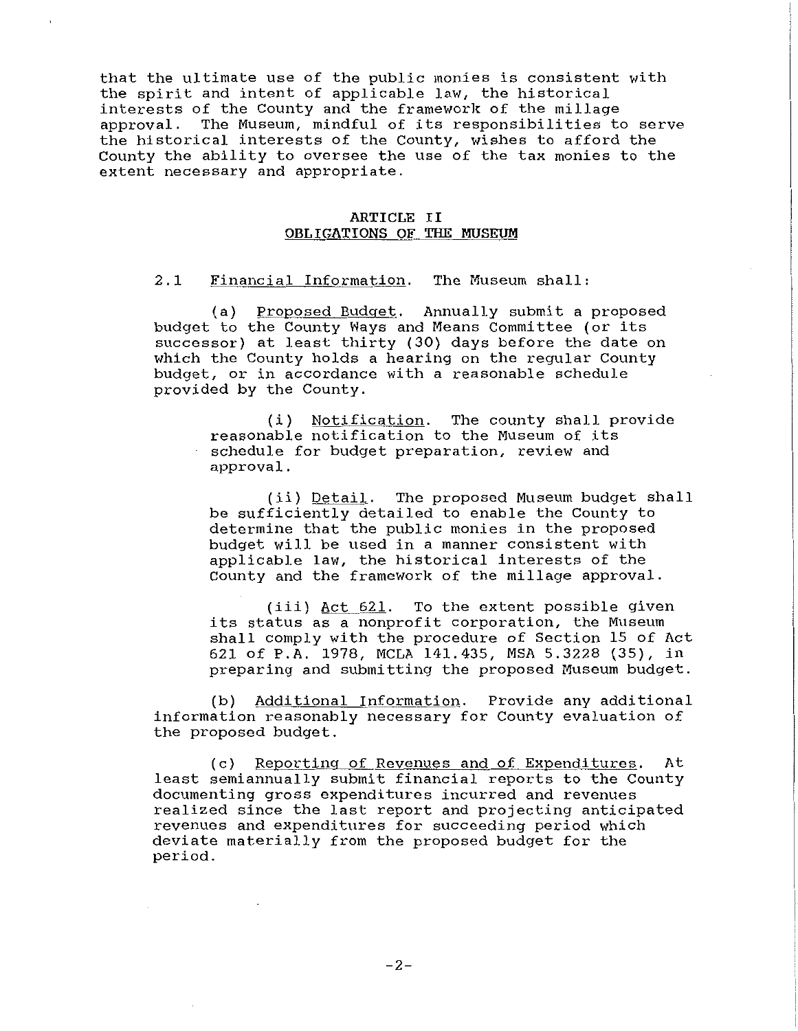that the ultimate use of the public monies is consistent with the spirit and intent of applicable law, the historical interests of the County and the framework of the millage approval. The Museum, mindful of its responsibilities to serve the historical interests of the County, wishes to afford the County the ability to oversee the use of the tax monies to the extent necessary and appropriate.

## ARTICLE II
## OBLIGATIONS OF THE MUSEUM

2.1 Financial Information. The Museum shall:

(a) Proposed Budget. Annually submit a proposed budget to the County Ways and Means Committee (or its successor) at least thirty (30) days before the date on which the County holds a hearing on the regular County budget, or in accordance with a reasonable schedule provided by the County.

(i) Notification. The county shall provide reasonable notification to the Museum of its schedule for budget preparation, review and approval.

(ii) Detail. The proposed Museum budget shall be sufficiently detailed to enable the County to determine that the public monies in the proposed budget will be used in a manner consistent with applicable law, the historical interests of the County and the framework of the millage approval.

(iii) Act 621. To the extent possible given its status as a nonprofit corporation, the Museum shall comply with the procedure of Section 15 of Act 621 of P.A. 1978, MCLA 141.435, MSA 5.3228 (35), in preparing and submitting the proposed Museum budget.

(b) Additional Information. Provide any additional information reasonably necessary for County evaluation of the proposed budget.

(c) Reporting of Revenues and of Expenditures. At least semiannually submit financial reports to the County documenting gross expenditures incurred and revenues realized since the last report and projecting anticipated revenues and expenditures for succeeding period which deviate materially from the proposed budget for the period.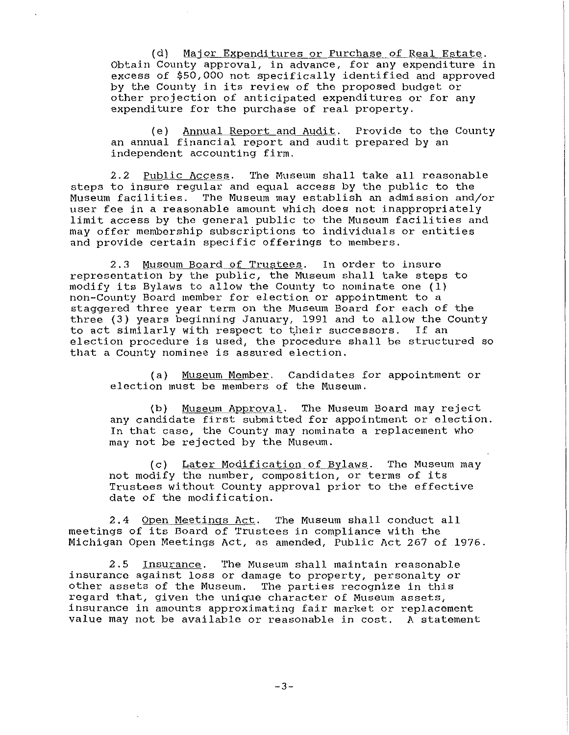(d) Major Expenditures or Purchase of Real Estate. Obtain County approval, in advance, for any expenditure in excess of $50,000 not specifically identified and approved by the County in its review of the proposed budget or other projection of anticipated expenditures or for any expenditure for the purchase of real property.

(e) Annual Report and Audit. Provide to the County an annual financial report and audit prepared by an independent accounting firm.

2.2 Public Access. The Museum shall take all reasonable steps to insure regular and equal access by the public to the Museum facilities. The Museum may establish an admission and/or user fee in a reasonable amount which does not inappropriately limit access by the general public to the Museum facilities and may offer membership subscriptions to individuals or entities and provide certain specific offerings to members.

2.3 Museum Board of Trustees. In order to insure representation by the public, the Museum shall take steps to modify its Bylaws to allow the County to nominate one (1) non-County Board member for election or appointment to a staggered three year term on the Museum Board for each of the three (3) years beginning January, 1991 and to allow the County to act similarly with respect to their successors. If an election procedure is used, the procedure shall be structured so that a County nominee is assured election.

(a) Museum Member. Candidates for appointment or election must be members of the Museum.

(b) Museum Approval. The Museum Board may reject any candidate first submitted for appointment or election. In that case, the County may nominate a replacement who may not be rejected by the Museum.

(c) Later Modification of Bylaws. The Museum may not modify the number, composition, or terms of its Trustees without County approval prior to the effective date of the modification.

2.4 Open Meetings Act. The Museum shall conduct all meetings of its Board of Trustees in compliance with the Michigan Open Meetings Act, as amended, Public Act 267 of 1976.

2.5 Insurance. The Museum shall maintain reasonable insurance against loss or damage to property, personalty or other assets of the Museum. The parties recognize in this regard that, given the unique character of Museum assets, insurance in amounts approximating fair market or replacement value may not be available or reasonable in cost. A statement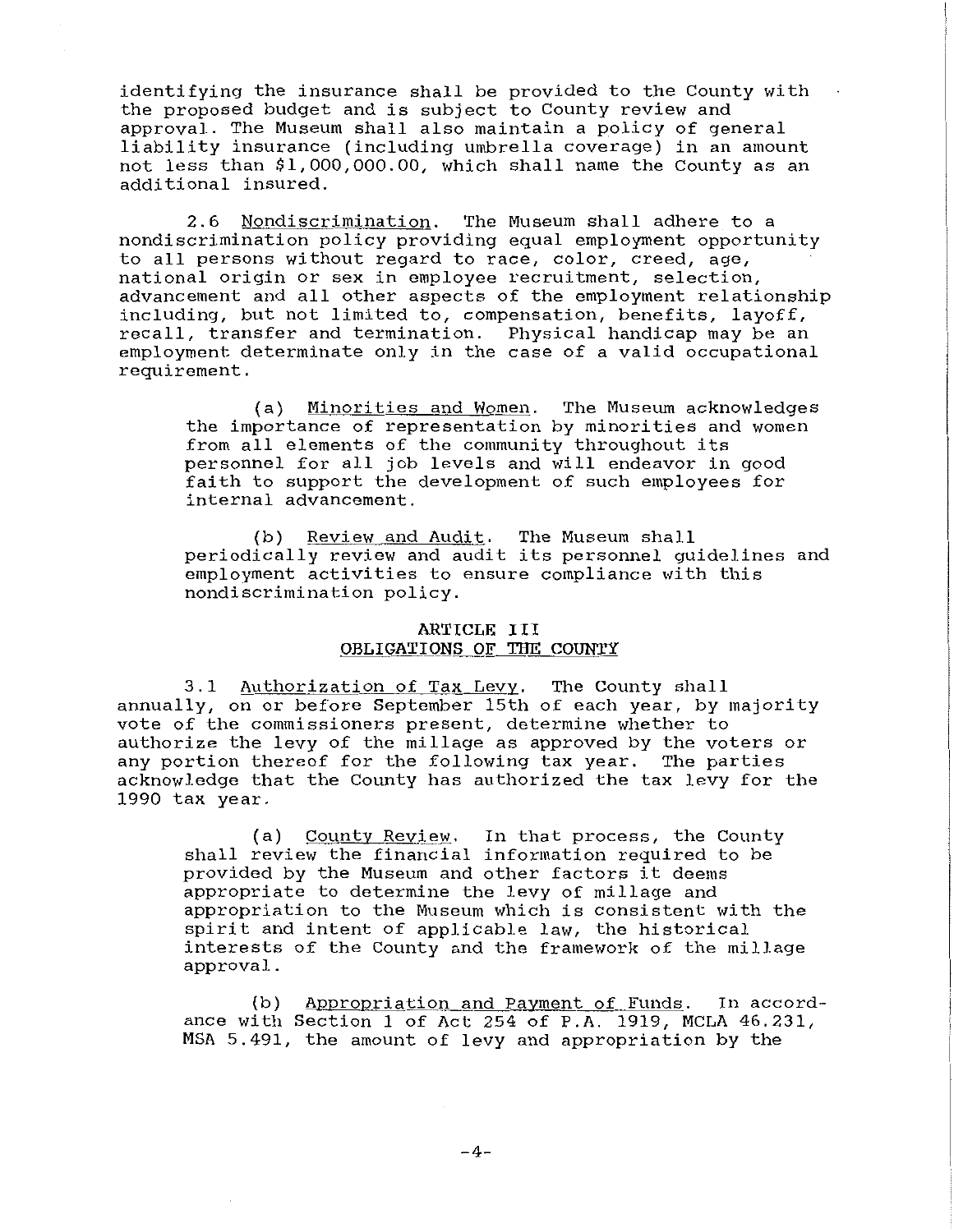identifying the insurance shall be provided to the County with the proposed budget and is subject to County review and approval. The Museum shall also maintain a policy of general liability insurance (including umbrella coverage) in an amount not less than $1,000,000.00, which shall name the County as an additional insured.

2.6 Nondiscrimination. The Museum shall adhere to a nondiscrimination policy providing equal employment opportunity to all persons without regard to race, color, creed, age, national origin or sex in employee recruitment, selection, advancement and all other aspects of the employment relationship including, but not limited to, compensation, benefits, layoff, recall, transfer and termination. Physical handicap may be an employment determinate only in the case of a valid occupational requirement.

> (a) Minorities and Women. The Museum acknowledges the importance of representation by minorities and women from all elements of the community throughout its personnel for all job levels and will endeavor in good faith to support the development of such employees for internal advancement.
>
> (b) Review and Audit. The Museum shall periodically review and audit its personnel guidelines and employment activities to ensure compliance with this nondiscrimination policy.

## ARTICLE III
## OBLIGATIONS OF THE COUNTY

3.1 Authorization of Tax Levy. The County shall annually, on or before September 15th of each year, by majority vote of the commissioners present, determine whether to authorize the levy of the millage as approved by the voters or any portion thereof for the following tax year. The parties acknowledge that the County has authorized the tax levy for the 1990 tax year.

> (a) County Review. In that process, the County shall review the financial information required to be provided by the Museum and other factors it deems appropriate to determine the levy of millage and appropriation to the Museum which is consistent with the spirit and intent of applicable law, the historical interests of the County and the framework of the millage approval.
>
> (b) Appropriation and Payment of Funds. In accordance with Section 1 of Act 254 of P.A. 1919, MCLA 46.231, MSA 5.491, the amount of levy and appropriation by the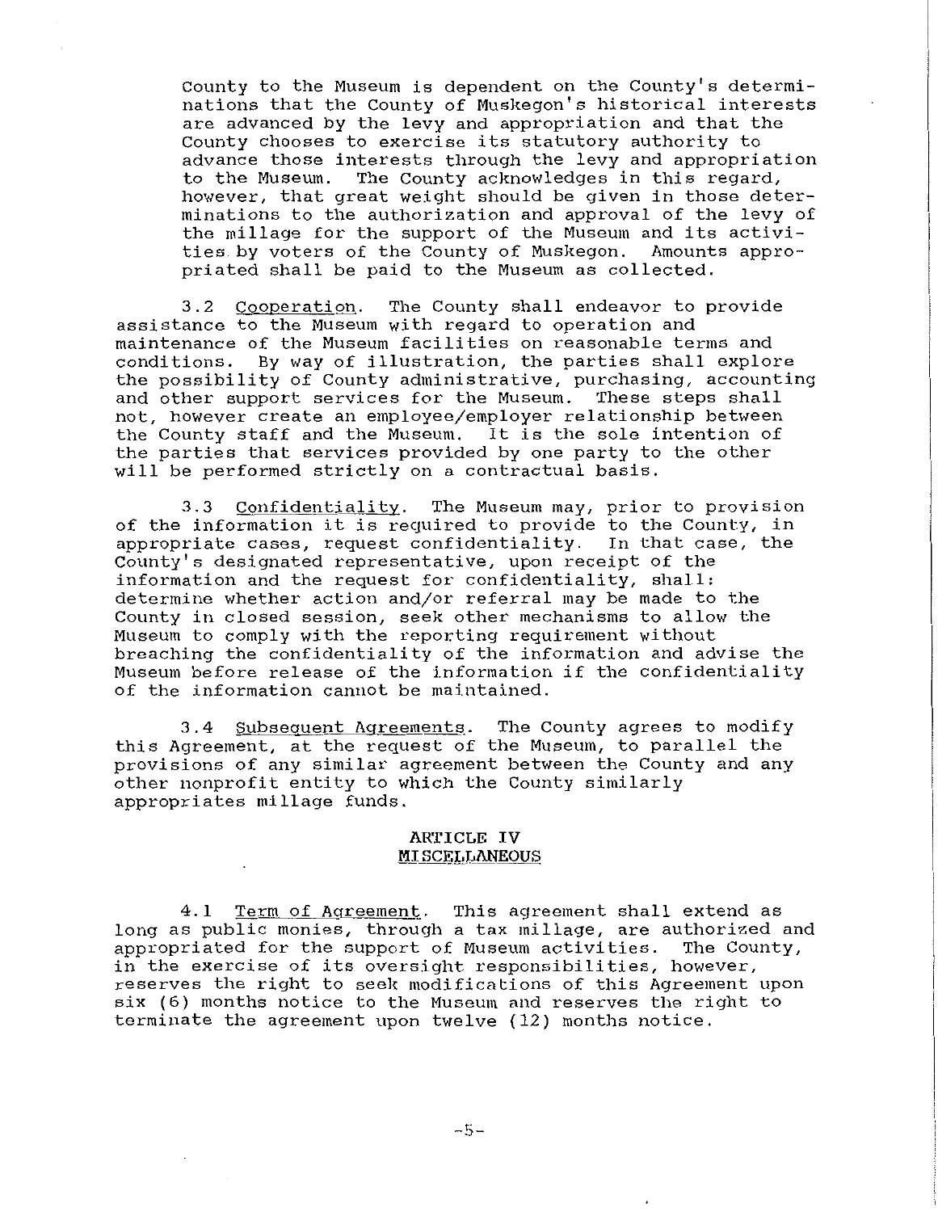County to the Museum is dependent on the County's determinations that the County of Muskegon's historical interests are advanced by the levy and appropriation and that the County chooses to exercise its statutory authority to advance those interests through the levy and appropriation to the Museum. The County acknowledges in this regard, however, that great weight should be given in those determinations to the authorization and approval of the levy of the millage for the support of the Museum and its activities by voters of the County of Muskegon. Amounts appropriated shall be paid to the Museum as collected.

3.2 Cooperation. The County shall endeavor to provide assistance to the Museum with regard to operation and maintenance of the Museum facilities on reasonable terms and conditions. By way of illustration, the parties shall explore the possibility of County administrative, purchasing, accounting and other support services for the Museum. These steps shall not, however create an employee/employer relationship between the County staff and the Museum. It is the sole intention of the parties that services provided by one party to the other will be performed strictly on a contractual basis.

3.3 Confidentiality. The Museum may, prior to provision of the information it is required to provide to the County, in appropriate cases, request confidentiality. In that case, the County's designated representative, upon receipt of the information and the request for confidentiality, shall: determine whether action and/or referral may be made to the County in closed session, seek other mechanisms to allow the Museum to comply with the reporting requirement without breaching the confidentiality of the information and advise the Museum before release of the information if the confidentiality of the information cannot be maintained.

3.4 Subsequent Agreements. The County agrees to modify this Agreement, at the request of the Museum, to parallel the provisions of any similar agreement between the County and any other nonprofit entity to which the County similarly appropriates millage funds.

## ARTICLE IV
## MISCELLANEOUS

4.1 Term of Agreement. This agreement shall extend as long as public monies, through a tax millage, are authorized and appropriated for the support of Museum activities. The County, in the exercise of its oversight responsibilities, however, reserves the right to seek modifications of this Agreement upon six (6) months notice to the Museum and reserves the right to terminate the agreement upon twelve (12) months notice.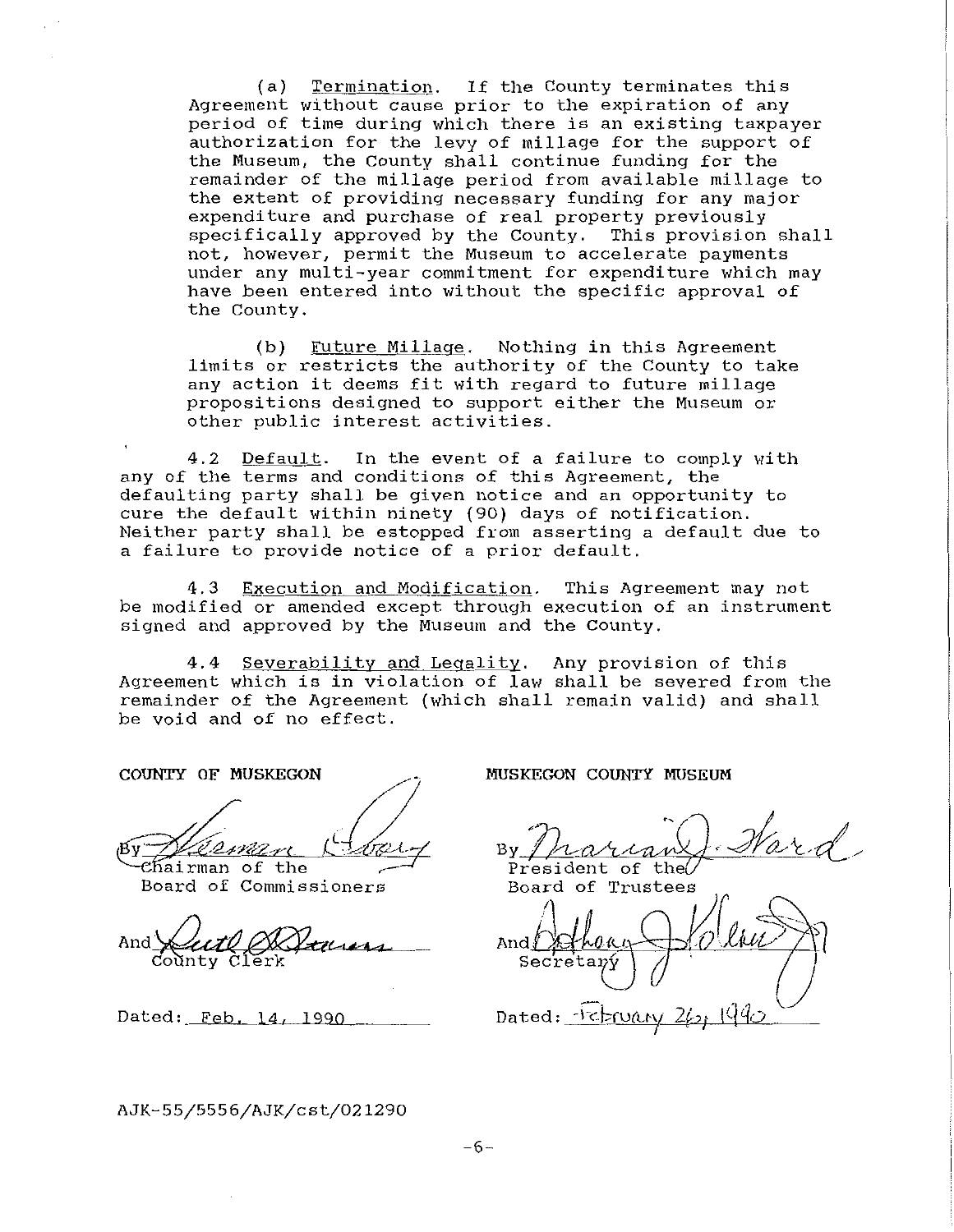(a) Termination. If the County terminates this Agreement without cause prior to the expiration of any period of time during which there is an existing taxpayer authorization for the levy of millage for the support of the Museum, the County shall continue funding for the remainder of the millage period from available millage to the extent of providing necessary funding for any major expenditure and purchase of real property previously specifically approved by the County. This provision shall not, however, permit the Museum to accelerate payments under any multi-year commitment for expenditure which may have been entered into without the specific approval of the County.

(b) Future Millage. Nothing in this Agreement limits or restricts the authority of the County to take any action it deems fit with regard to future millage propositions designed to support either the Museum or other public interest activities.

4.2 Default. In the event of a failure to comply with any of the terms and conditions of this Agreement, the defaulting party shall be given notice and an opportunity to cure the default within ninety (90) days of notification. Neither party shall be estopped from asserting a default due to a failure to provide notice of a prior default.

4.3 Execution and Modification. This Agreement may not be modified or amended except through execution of an instrument signed and approved by the Museum and the County.

4.4 Severability and Legality. Any provision of this Agreement which is in violation of law shall be severed from the remainder of the Agreement (which shall remain valid) and shall be void and of no effect.

COUNTY OF MUSKEGON

By [signature]
Chairman of the Board of Commissioners

And [signature]
County Clerk

Dated: Feb. 14, 1990

MUSKEGON COUNTY MUSEUM

By [signature: Marian J. Ward]
President of the Board of Trustees

And [signature]
Secretary

Dated: February 26, 1990

AJK-55/5556/AJK/cst/021290